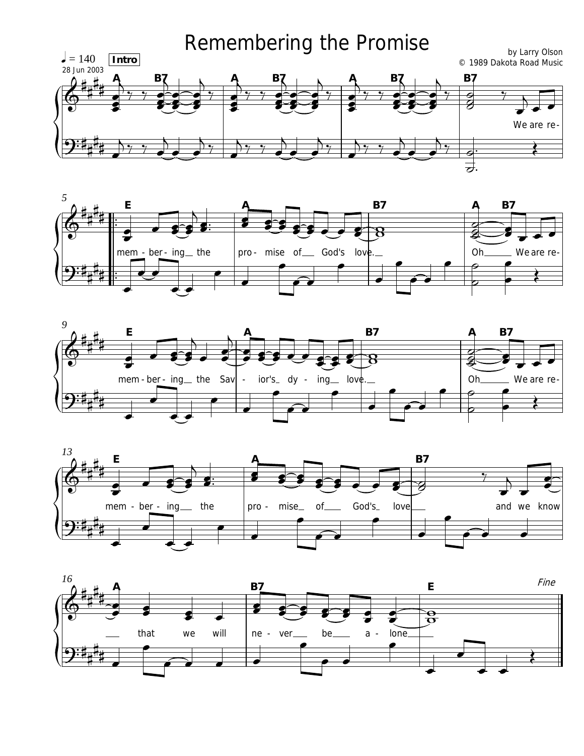# Remembering the Promise

by Larry Olson
© 1989 Dakota Road Music

♩ = 140 **Intro**

28 Jun 2003

A B7 A B7 A B7 B7
We are re-

E A B7 A B7
mem - ber - ing the pro - mise of God's love. Oh We are re-

E A B7 A B7
mem - ber - ing the Sav - ior's dy - ing love. Oh We are re-

E A B7
mem - ber - ing the pro - mise of God's love and we know

A B7 E *Fine*
that we will ne - ver be a - lone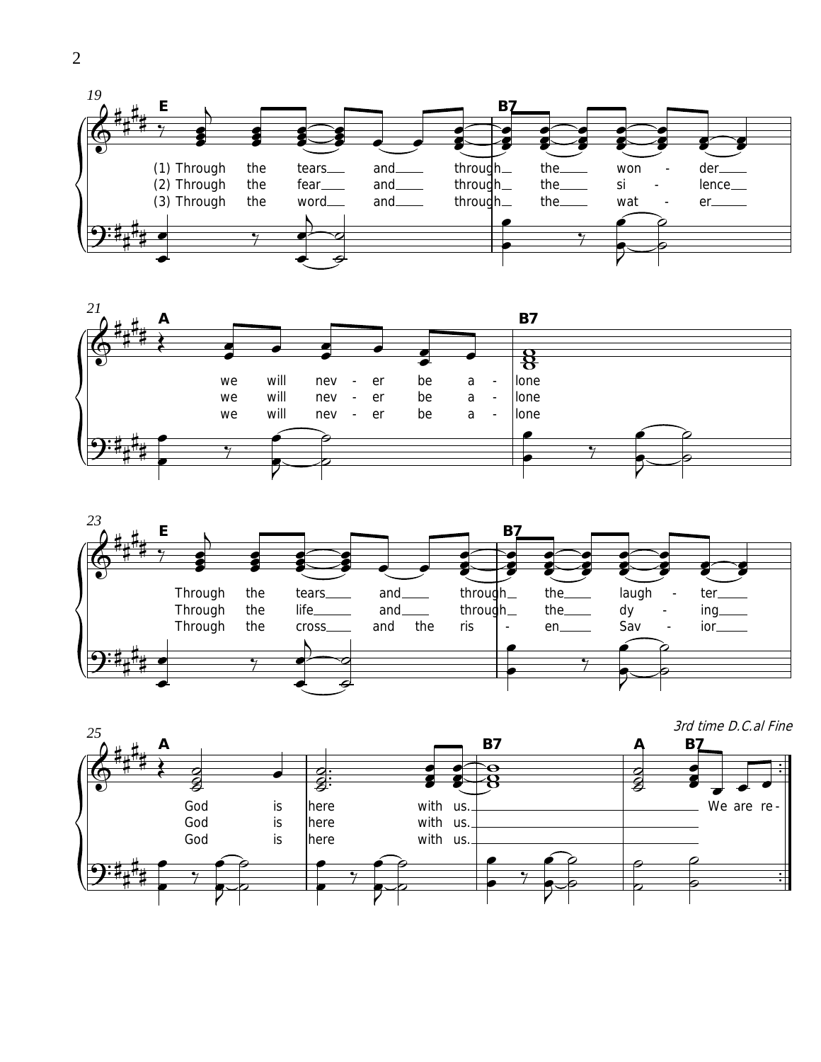19

E B7

(1) Through the tears and through the won - der
(2) Through the fear and through the si - lence
(3) Through the word and through the wat - er

21

A B7

we will nev - er be a - lone
we will nev - er be a - lone
we will nev - er be a - lone

23

E B7

Through the tears and through the laugh - ter
Through the life and through the dy - ing
Through the cross and the ris - en Sav - ior

25

*3rd time D.C.al Fine*

A B7 A B7

God is here with us. We are re -
God is here with us.
God is here with us.